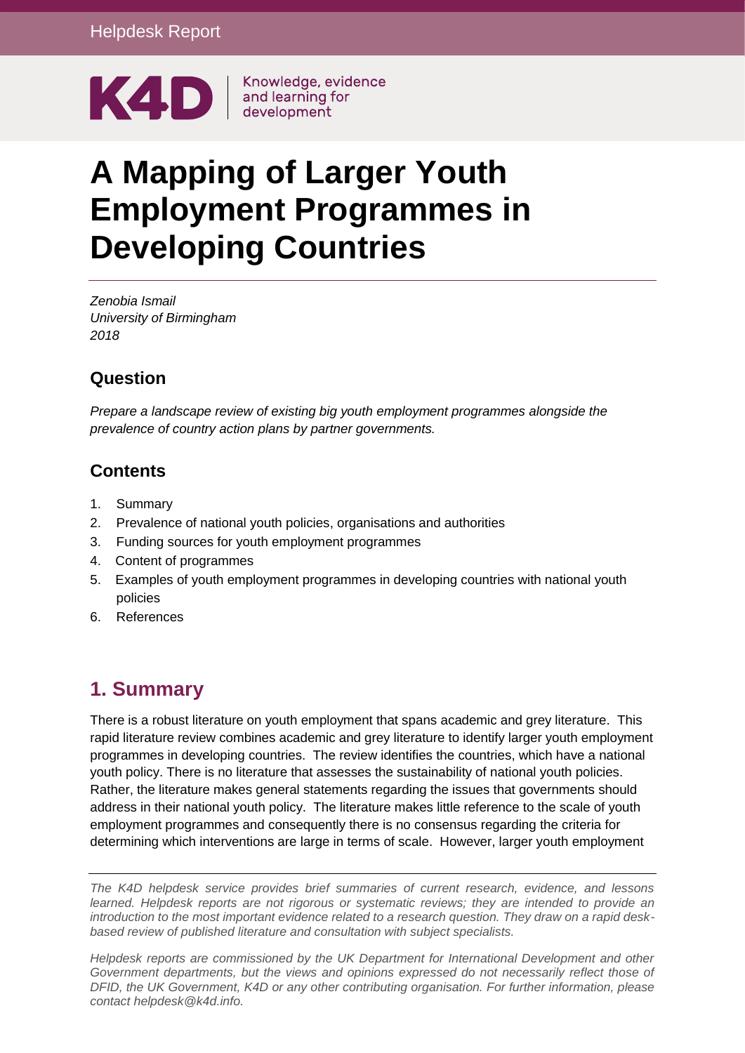Helpdesk Report

K4D | Knowledge, evidence and learning for development

# A Mapping of Larger Youth Employment Programmes in Developing Countries

*Zenobia Ismail*
*University of Birmingham*
*2018*

## Question

*Prepare a landscape review of existing big youth employment programmes alongside the prevalence of country action plans by partner governments.*

## Contents

1. Summary
2. Prevalence of national youth policies, organisations and authorities
3. Funding sources for youth employment programmes
4. Content of programmes
5. Examples of youth employment programmes in developing countries with national youth policies
6. References

## 1. Summary

There is a robust literature on youth employment that spans academic and grey literature. This rapid literature review combines academic and grey literature to identify larger youth employment programmes in developing countries. The review identifies the countries, which have a national youth policy. There is no literature that assesses the sustainability of national youth policies. Rather, the literature makes general statements regarding the issues that governments should address in their national youth policy. The literature makes little reference to the scale of youth employment programmes and consequently there is no consensus regarding the criteria for determining which interventions are large in terms of scale. However, larger youth employment

*The K4D helpdesk service provides brief summaries of current research, evidence, and lessons learned. Helpdesk reports are not rigorous or systematic reviews; they are intended to provide an introduction to the most important evidence related to a research question. They draw on a rapid desk-based review of published literature and consultation with subject specialists.*

*Helpdesk reports are commissioned by the UK Department for International Development and other Government departments, but the views and opinions expressed do not necessarily reflect those of DFID, the UK Government, K4D or any other contributing organisation. For further information, please contact helpdesk@k4d.info.*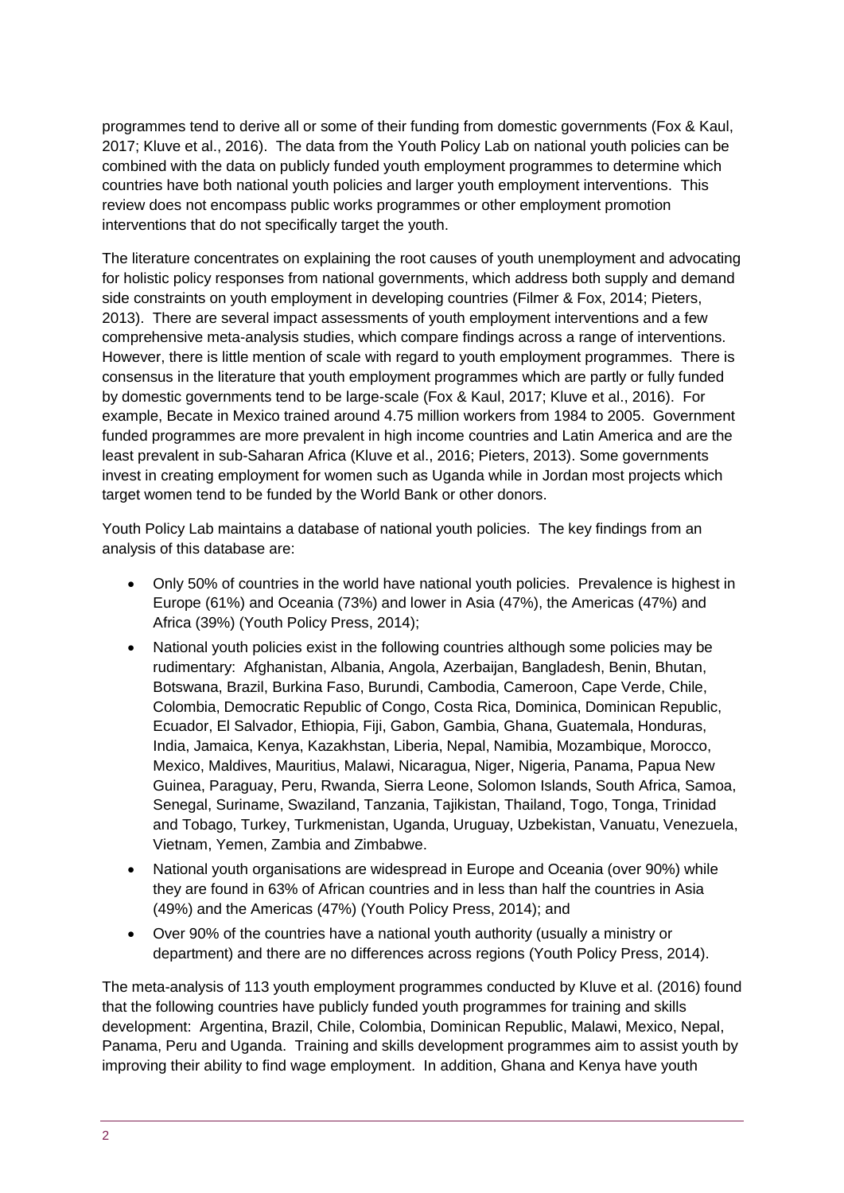programmes tend to derive all or some of their funding from domestic governments (Fox & Kaul, 2017; Kluve et al., 2016). The data from the Youth Policy Lab on national youth policies can be combined with the data on publicly funded youth employment programmes to determine which countries have both national youth policies and larger youth employment interventions. This review does not encompass public works programmes or other employment promotion interventions that do not specifically target the youth.

The literature concentrates on explaining the root causes of youth unemployment and advocating for holistic policy responses from national governments, which address both supply and demand side constraints on youth employment in developing countries (Filmer & Fox, 2014; Pieters, 2013). There are several impact assessments of youth employment interventions and a few comprehensive meta-analysis studies, which compare findings across a range of interventions. However, there is little mention of scale with regard to youth employment programmes. There is consensus in the literature that youth employment programmes which are partly or fully funded by domestic governments tend to be large-scale (Fox & Kaul, 2017; Kluve et al., 2016). For example, Becate in Mexico trained around 4.75 million workers from 1984 to 2005. Government funded programmes are more prevalent in high income countries and Latin America and are the least prevalent in sub-Saharan Africa (Kluve et al., 2016; Pieters, 2013). Some governments invest in creating employment for women such as Uganda while in Jordan most projects which target women tend to be funded by the World Bank or other donors.

Youth Policy Lab maintains a database of national youth policies. The key findings from an analysis of this database are:

- Only 50% of countries in the world have national youth policies. Prevalence is highest in Europe (61%) and Oceania (73%) and lower in Asia (47%), the Americas (47%) and Africa (39%) (Youth Policy Press, 2014);
- National youth policies exist in the following countries although some policies may be rudimentary: Afghanistan, Albania, Angola, Azerbaijan, Bangladesh, Benin, Bhutan, Botswana, Brazil, Burkina Faso, Burundi, Cambodia, Cameroon, Cape Verde, Chile, Colombia, Democratic Republic of Congo, Costa Rica, Dominica, Dominican Republic, Ecuador, El Salvador, Ethiopia, Fiji, Gabon, Gambia, Ghana, Guatemala, Honduras, India, Jamaica, Kenya, Kazakhstan, Liberia, Nepal, Namibia, Mozambique, Morocco, Mexico, Maldives, Mauritius, Malawi, Nicaragua, Niger, Nigeria, Panama, Papua New Guinea, Paraguay, Peru, Rwanda, Sierra Leone, Solomon Islands, South Africa, Samoa, Senegal, Suriname, Swaziland, Tanzania, Tajikistan, Thailand, Togo, Tonga, Trinidad and Tobago, Turkey, Turkmenistan, Uganda, Uruguay, Uzbekistan, Vanuatu, Venezuela, Vietnam, Yemen, Zambia and Zimbabwe.
- National youth organisations are widespread in Europe and Oceania (over 90%) while they are found in 63% of African countries and in less than half the countries in Asia (49%) and the Americas (47%) (Youth Policy Press, 2014); and
- Over 90% of the countries have a national youth authority (usually a ministry or department) and there are no differences across regions (Youth Policy Press, 2014).

The meta-analysis of 113 youth employment programmes conducted by Kluve et al. (2016) found that the following countries have publicly funded youth programmes for training and skills development: Argentina, Brazil, Chile, Colombia, Dominican Republic, Malawi, Mexico, Nepal, Panama, Peru and Uganda. Training and skills development programmes aim to assist youth by improving their ability to find wage employment. In addition, Ghana and Kenya have youth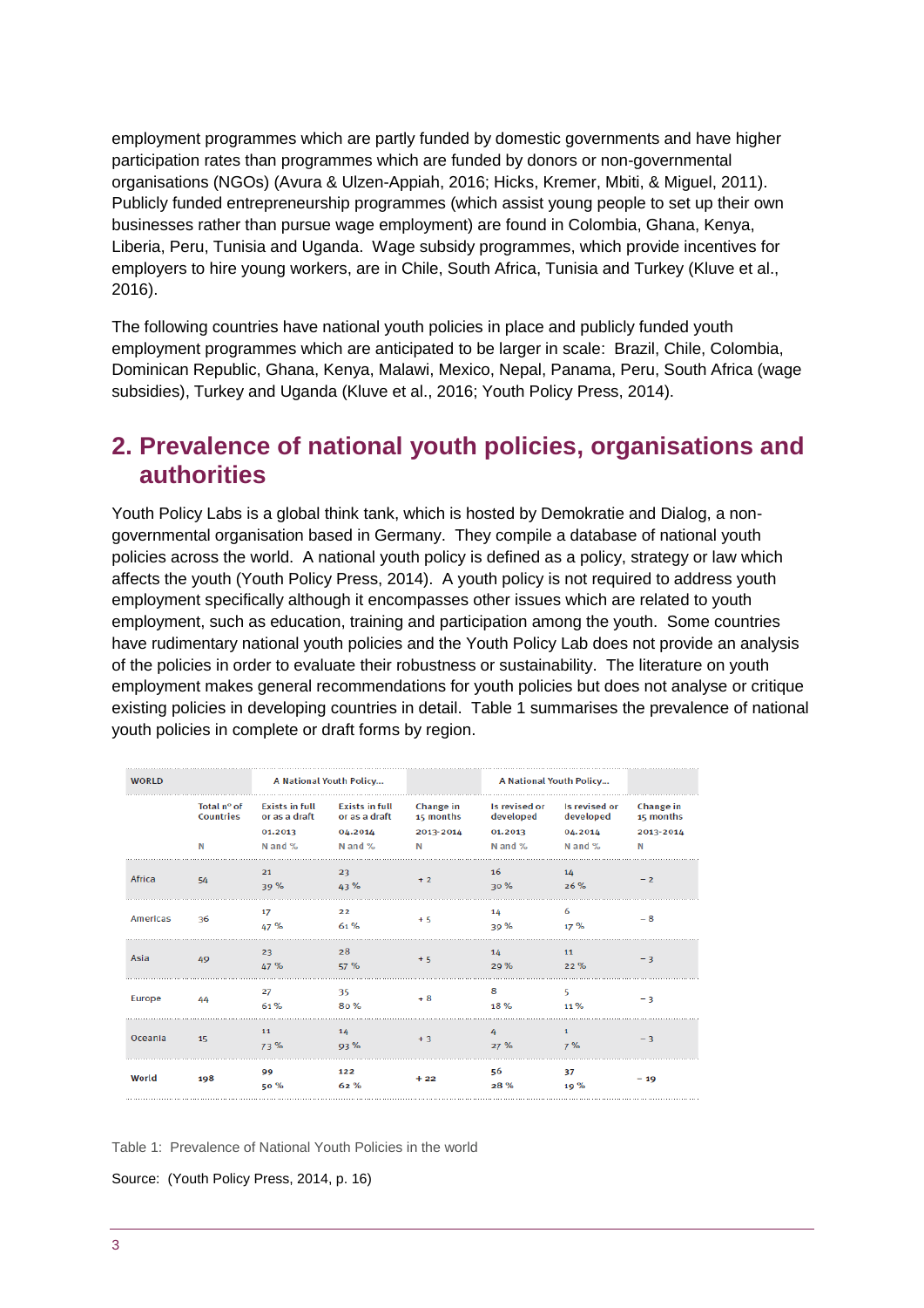employment programmes which are partly funded by domestic governments and have higher participation rates than programmes which are funded by donors or non-governmental organisations (NGOs) (Avura & Ulzen-Appiah, 2016; Hicks, Kremer, Mbiti, & Miguel, 2011). Publicly funded entrepreneurship programmes (which assist young people to set up their own businesses rather than pursue wage employment) are found in Colombia, Ghana, Kenya, Liberia, Peru, Tunisia and Uganda. Wage subsidy programmes, which provide incentives for employers to hire young workers, are in Chile, South Africa, Tunisia and Turkey (Kluve et al., 2016).

The following countries have national youth policies in place and publicly funded youth employment programmes which are anticipated to be larger in scale: Brazil, Chile, Colombia, Dominican Republic, Ghana, Kenya, Malawi, Mexico, Nepal, Panama, Peru, South Africa (wage subsidies), Turkey and Uganda (Kluve et al., 2016; Youth Policy Press, 2014).

## 2. Prevalence of national youth policies, organisations and authorities

Youth Policy Labs is a global think tank, which is hosted by Demokratie and Dialog, a non-governmental organisation based in Germany. They compile a database of national youth policies across the world. A national youth policy is defined as a policy, strategy or law which affects the youth (Youth Policy Press, 2014). A youth policy is not required to address youth employment specifically although it encompasses other issues which are related to youth employment, such as education, training and participation among the youth. Some countries have rudimentary national youth policies and the Youth Policy Lab does not provide an analysis of the policies in order to evaluate their robustness or sustainability. The literature on youth employment makes general recommendations for youth policies but does not analyse or critique existing policies in developing countries in detail. Table 1 summarises the prevalence of national youth policies in complete or draft forms by region.

| WORLD | | A National Youth Policy... | | | A National Youth Policy... | | |
|---|---|---|---|---|---|---|---|
| | Total nº of Countries | Exists in full or as a draft 01.2013 | Exists in full or as a draft 04.2014 | Change in 15 months 2013-2014 | Is revised or developed 01.2013 | Is revised or developed 04.2014 | Change in 15 months 2013-2014 |
| | N | N and % | N and % | N | N and % | N and % | N |
| Africa | 54 | 21<br>39 % | 23<br>43 % | + 2 | 16<br>30 % | 14<br>26 % | − 2 |
| Americas | 36 | 17<br>47 % | 22<br>61 % | + 5 | 14<br>39 % | 6<br>17 % | − 8 |
| Asia | 49 | 23<br>47 % | 28<br>57 % | + 5 | 14<br>29 % | 11<br>22 % | − 3 |
| Europe | 44 | 27<br>61 % | 35<br>80 % | + 8 | 8<br>18 % | 5<br>11 % | − 3 |
| Oceania | 15 | 11<br>73 % | 14<br>93 % | + 3 | 4<br>27 % | 1<br>7 % | − 3 |
| **World** | **198** | **99**<br>**50 %** | **122**<br>**62 %** | **+ 22** | **56**<br>**28 %** | **37**<br>**19 %** | **− 19** |

Table 1: Prevalence of National Youth Policies in the world

Source: (Youth Policy Press, 2014, p. 16)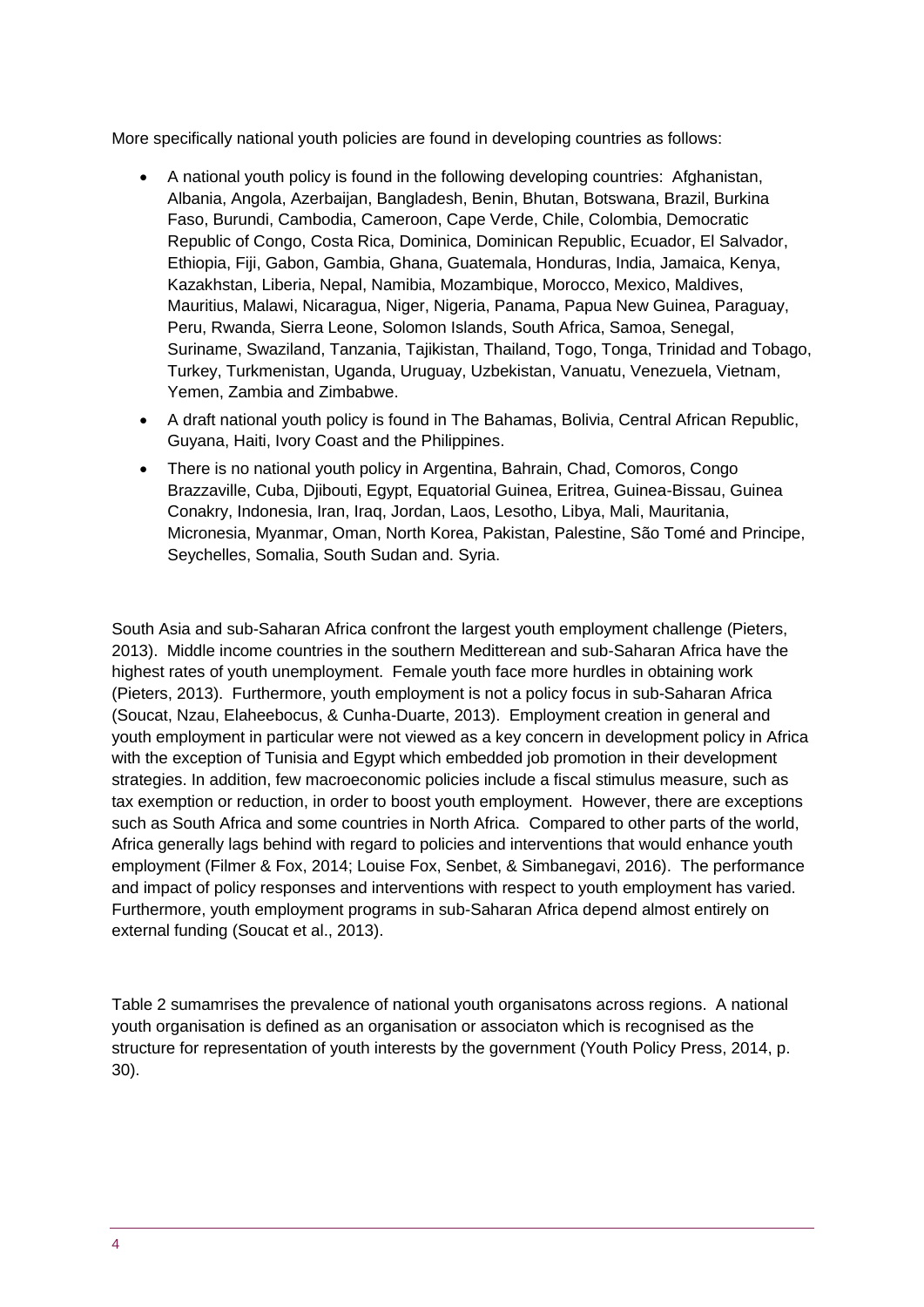More specifically national youth policies are found in developing countries as follows:

- A national youth policy is found in the following developing countries: Afghanistan, Albania, Angola, Azerbaijan, Bangladesh, Benin, Bhutan, Botswana, Brazil, Burkina Faso, Burundi, Cambodia, Cameroon, Cape Verde, Chile, Colombia, Democratic Republic of Congo, Costa Rica, Dominica, Dominican Republic, Ecuador, El Salvador, Ethiopia, Fiji, Gabon, Gambia, Ghana, Guatemala, Honduras, India, Jamaica, Kenya, Kazakhstan, Liberia, Nepal, Namibia, Mozambique, Morocco, Mexico, Maldives, Mauritius, Malawi, Nicaragua, Niger, Nigeria, Panama, Papua New Guinea, Paraguay, Peru, Rwanda, Sierra Leone, Solomon Islands, South Africa, Samoa, Senegal, Suriname, Swaziland, Tanzania, Tajikistan, Thailand, Togo, Tonga, Trinidad and Tobago, Turkey, Turkmenistan, Uganda, Uruguay, Uzbekistan, Vanuatu, Venezuela, Vietnam, Yemen, Zambia and Zimbabwe.
- A draft national youth policy is found in The Bahamas, Bolivia, Central African Republic, Guyana, Haiti, Ivory Coast and the Philippines.
- There is no national youth policy in Argentina, Bahrain, Chad, Comoros, Congo Brazzaville, Cuba, Djibouti, Egypt, Equatorial Guinea, Eritrea, Guinea-Bissau, Guinea Conakry, Indonesia, Iran, Iraq, Jordan, Laos, Lesotho, Libya, Mali, Mauritania, Micronesia, Myanmar, Oman, North Korea, Pakistan, Palestine, São Tomé and Principe, Seychelles, Somalia, South Sudan and. Syria.

South Asia and sub-Saharan Africa confront the largest youth employment challenge (Pieters, 2013). Middle income countries in the southern Meditterean and sub-Saharan Africa have the highest rates of youth unemployment. Female youth face more hurdles in obtaining work (Pieters, 2013). Furthermore, youth employment is not a policy focus in sub-Saharan Africa (Soucat, Nzau, Elaheebocus, & Cunha-Duarte, 2013). Employment creation in general and youth employment in particular were not viewed as a key concern in development policy in Africa with the exception of Tunisia and Egypt which embedded job promotion in their development strategies. In addition, few macroeconomic policies include a fiscal stimulus measure, such as tax exemption or reduction, in order to boost youth employment. However, there are exceptions such as South Africa and some countries in North Africa. Compared to other parts of the world, Africa generally lags behind with regard to policies and interventions that would enhance youth employment (Filmer & Fox, 2014; Louise Fox, Senbet, & Simbanegavi, 2016). The performance and impact of policy responses and interventions with respect to youth employment has varied. Furthermore, youth employment programs in sub-Saharan Africa depend almost entirely on external funding (Soucat et al., 2013).

Table 2 sumamrises the prevalence of national youth organisatons across regions. A national youth organisation is defined as an organisation or associaton which is recognised as the structure for representation of youth interests by the government (Youth Policy Press, 2014, p. 30).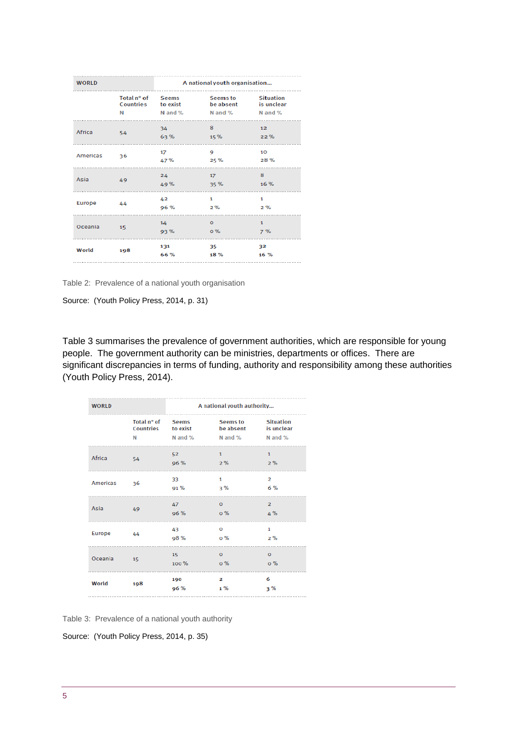| WORLD | A national youth organisation... | | | |
|---|---|---|---|---|
| | Total n° of Countries N | Seems to exist N and % | Seems to be absent N and % | Situation is unclear N and % |
| Africa | 54 | 34 63 % | 8 15 % | 12 22 % |
| Americas | 36 | 17 47 % | 9 25 % | 10 28 % |
| Asia | 49 | 24 49 % | 17 35 % | 8 16 % |
| Europe | 44 | 42 96 % | 1 2 % | 1 2 % |
| Oceania | 15 | 14 93 % | 0 0 % | 1 7 % |
| **World** | **198** | **131 66 %** | **35 18 %** | **32 16 %** |

Table 2: Prevalence of a national youth organisation

Source: (Youth Policy Press, 2014, p. 31)

Table 3 summarises the prevalence of government authorities, which are responsible for young people. The government authority can be ministries, departments or offices. There are significant discrepancies in terms of funding, authority and responsibility among these authorities (Youth Policy Press, 2014).

| WORLD | A national youth authority... | | | |
|---|---|---|---|---|
| | Total n° of Countries N | Seems to exist N and % | Seems to be absent N and % | Situation is unclear N and % |
| Africa | 54 | 52 96 % | 1 2 % | 1 2 % |
| Americas | 36 | 33 91 % | 1 3 % | 2 6 % |
| Asia | 49 | 47 96 % | 0 0 % | 2 4 % |
| Europe | 44 | 43 98 % | 0 0 % | 1 2 % |
| Oceania | 15 | 15 100 % | 0 0 % | 0 0 % |
| **World** | **198** | **190 96 %** | **2 1 %** | **6 3 %** |

Table 3: Prevalence of a national youth authority

Source: (Youth Policy Press, 2014, p. 35)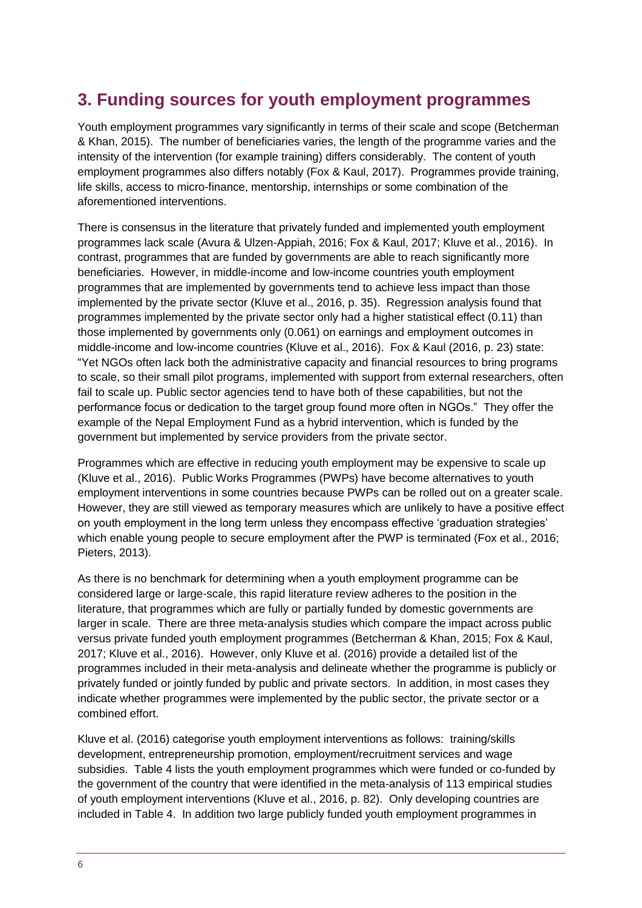## 3. Funding sources for youth employment programmes

Youth employment programmes vary significantly in terms of their scale and scope (Betcherman & Khan, 2015). The number of beneficiaries varies, the length of the programme varies and the intensity of the intervention (for example training) differs considerably. The content of youth employment programmes also differs notably (Fox & Kaul, 2017). Programmes provide training, life skills, access to micro-finance, mentorship, internships or some combination of the aforementioned interventions.

There is consensus in the literature that privately funded and implemented youth employment programmes lack scale (Avura & Ulzen-Appiah, 2016; Fox & Kaul, 2017; Kluve et al., 2016). In contrast, programmes that are funded by governments are able to reach significantly more beneficiaries. However, in middle-income and low-income countries youth employment programmes that are implemented by governments tend to achieve less impact than those implemented by the private sector (Kluve et al., 2016, p. 35). Regression analysis found that programmes implemented by the private sector only had a higher statistical effect (0.11) than those implemented by governments only (0.061) on earnings and employment outcomes in middle-income and low-income countries (Kluve et al., 2016). Fox & Kaul (2016, p. 23) state: "Yet NGOs often lack both the administrative capacity and financial resources to bring programs to scale, so their small pilot programs, implemented with support from external researchers, often fail to scale up. Public sector agencies tend to have both of these capabilities, but not the performance focus or dedication to the target group found more often in NGOs." They offer the example of the Nepal Employment Fund as a hybrid intervention, which is funded by the government but implemented by service providers from the private sector.

Programmes which are effective in reducing youth employment may be expensive to scale up (Kluve et al., 2016). Public Works Programmes (PWPs) have become alternatives to youth employment interventions in some countries because PWPs can be rolled out on a greater scale. However, they are still viewed as temporary measures which are unlikely to have a positive effect on youth employment in the long term unless they encompass effective 'graduation strategies' which enable young people to secure employment after the PWP is terminated (Fox et al., 2016; Pieters, 2013).

As there is no benchmark for determining when a youth employment programme can be considered large or large-scale, this rapid literature review adheres to the position in the literature, that programmes which are fully or partially funded by domestic governments are larger in scale. There are three meta-analysis studies which compare the impact across public versus private funded youth employment programmes (Betcherman & Khan, 2015; Fox & Kaul, 2017; Kluve et al., 2016). However, only Kluve et al. (2016) provide a detailed list of the programmes included in their meta-analysis and delineate whether the programme is publicly or privately funded or jointly funded by public and private sectors. In addition, in most cases they indicate whether programmes were implemented by the public sector, the private sector or a combined effort.

Kluve et al. (2016) categorise youth employment interventions as follows: training/skills development, entrepreneurship promotion, employment/recruitment services and wage subsidies. Table 4 lists the youth employment programmes which were funded or co-funded by the government of the country that were identified in the meta-analysis of 113 empirical studies of youth employment interventions (Kluve et al., 2016, p. 82). Only developing countries are included in Table 4. In addition two large publicly funded youth employment programmes in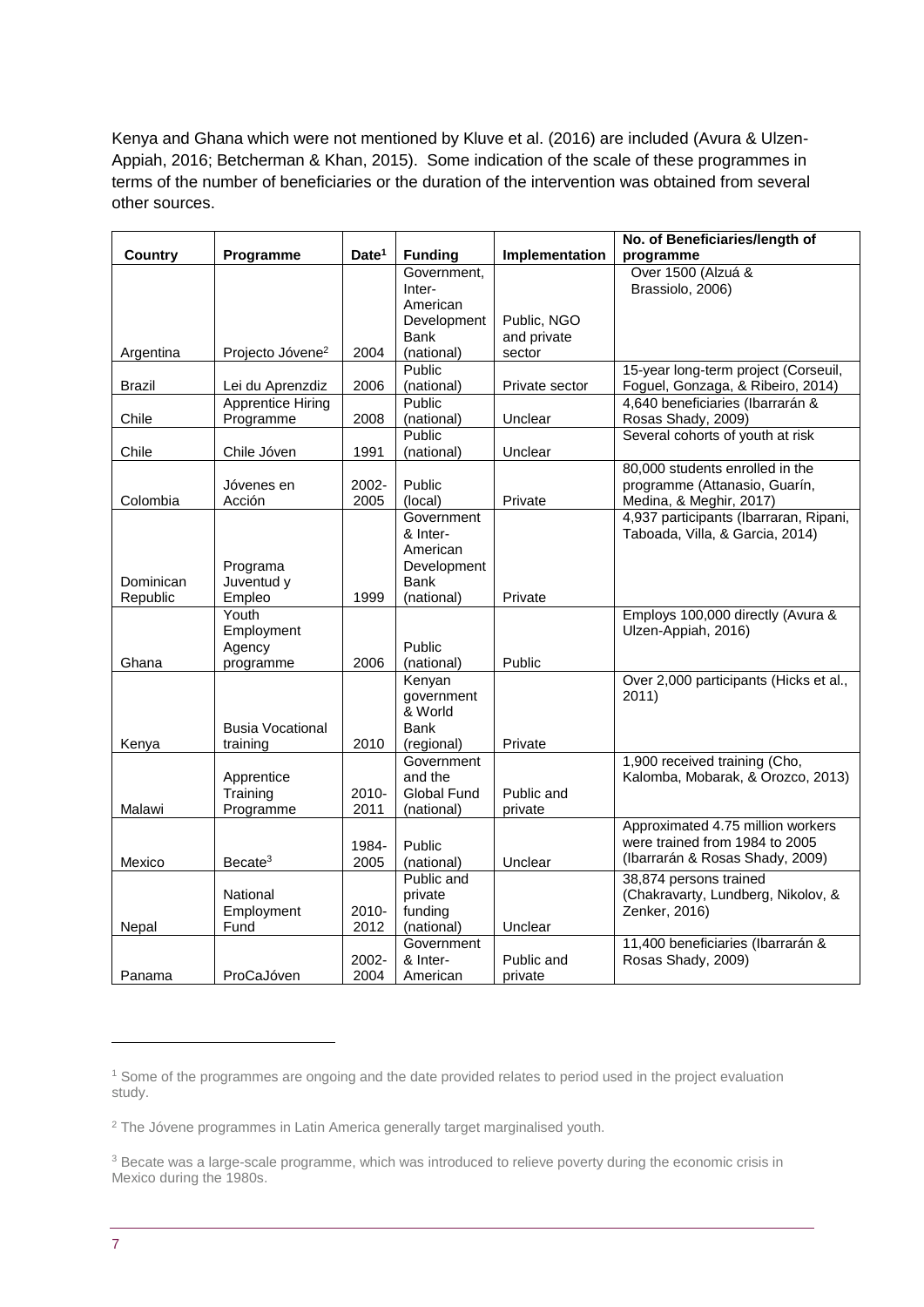Kenya and Ghana which were not mentioned by Kluve et al. (2016) are included (Avura & Ulzen-Appiah, 2016; Betcherman & Khan, 2015). Some indication of the scale of these programmes in terms of the number of beneficiaries or the duration of the intervention was obtained from several other sources.

| Country | Programme | Date[1] | Funding | Implementation | No. of Beneficiaries/length of programme |
|---|---|---|---|---|---|
| Argentina | Projecto Jóvene[2] | 2004 | Government, Inter-American Development Bank (national) | Public, NGO and private sector | Over 1500 (Alzuá & Brassiolo, 2006) |
| Brazil | Lei du Aprenzdiz | 2006 | Public (national) | Private sector | 15-year long-term project (Corseuil, Foguel, Gonzaga, & Ribeiro, 2014) |
| Chile | Apprentice Hiring Programme | 2008 | Public (national) | Unclear | 4,640 beneficiaries (Ibarrarán & Rosas Shady, 2009) |
| Chile | Chile Jóven | 1991 | Public (national) | Unclear | Several cohorts of youth at risk |
| Colombia | Jóvenes en Acción | 2002-2005 | Public (local) | Private | 80,000 students enrolled in the programme (Attanasio, Guarín, Medina, & Meghir, 2017) |
| Dominican Republic | Programa Juventud y Empleo | 1999 | Government & Inter-American Development Bank (national) | Private | 4,937 participants (Ibarraran, Ripani, Taboada, Villa, & Garcia, 2014) |
| Ghana | Youth Employment Agency programme | 2006 | Public (national) | Public | Employs 100,000 directly (Avura & Ulzen-Appiah, 2016) |
| Kenya | Busia Vocational training | 2010 | Kenyan government & World Bank (regional) | Private | Over 2,000 participants (Hicks et al., 2011) |
| Malawi | Apprentice Training Programme | 2010-2011 | Government and the Global Fund (national) | Public and private | 1,900 received training (Cho, Kalomba, Mobarak, & Orozco, 2013) |
| Mexico | Becate[3] | 1984-2005 | Public (national) | Unclear | Approximated 4.75 million workers were trained from 1984 to 2005 (Ibarrarán & Rosas Shady, 2009) |
| Nepal | National Employment Fund | 2010-2012 | Public and private funding (national) | Unclear | 38,874 persons trained (Chakravarty, Lundberg, Nikolov, & Zenker, 2016) |
| Panama | ProCaJóven | 2002-2004 | Government & Inter-American | Public and private | 11,400 beneficiaries (Ibarrarán & Rosas Shady, 2009) |

[1] Some of the programmes are ongoing and the date provided relates to period used in the project evaluation study.

[2] The Jóvene programmes in Latin America generally target marginalised youth.

[3] Becate was a large-scale programme, which was introduced to relieve poverty during the economic crisis in Mexico during the 1980s.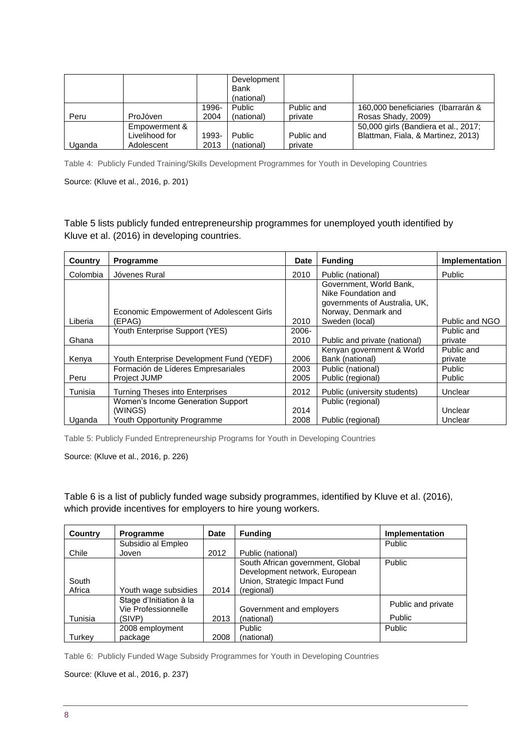| | | | Development Bank (national) | | |
|---|---|---|---|---|---|
| Peru | ProJóven | 1996-2004 | Public (national) | Public and private | 160,000 beneficiaries (Ibarrarán & Rosas Shady, 2009) |
| Uganda | Empowerment & Livelihood for Adolescent | 1993-2013 | Public (national) | Public and private | 50,000 girls (Bandiera et al., 2017; Blattman, Fiala, & Martinez, 2013) |

Table 4: Publicly Funded Training/Skills Development Programmes for Youth in Developing Countries

Source: (Kluve et al., 2016, p. 201)

Table 5 lists publicly funded entrepreneurship programmes for unemployed youth identified by Kluve et al. (2016) in developing countries.

| Country | Programme | Date | Funding | Implementation |
|---|---|---|---|---|
| Colombia | Jóvenes Rural | 2010 | Public (national) | Public |
| Liberia | Economic Empowerment of Adolescent Girls (EPAG) | 2010 | Government, World Bank, Nike Foundation and governments of Australia, UK, Norway, Denmark and Sweden (local) | Public and NGO |
| Ghana | Youth Enterprise Support (YES) | 2006-2010 | Public and private (national) | Public and private |
| Kenya | Youth Enterprise Development Fund (YEDF) | 2006 | Kenyan government & World Bank (national) | Public and private |
| Peru | Formación de Líderes Empresariales | 2003 | Public (national) | Public |
| | Project JUMP | 2005 | Public (regional) | Public |
| Tunisia | Turning Theses into Enterprises | 2012 | Public (university students) | Unclear |
| Uganda | Women's Income Generation Support (WINGS) | 2014 | Public (regional) | Unclear |
| | Youth Opportunity Programme | 2008 | Public (regional) | Unclear |

Table 5: Publicly Funded Entrepreneurship Programs for Youth in Developing Countries

Source: (Kluve et al., 2016, p. 226)

Table 6 is a list of publicly funded wage subsidy programmes, identified by Kluve et al. (2016), which provide incentives for employers to hire young workers.

| Country | Programme | Date | Funding | Implementation |
|---|---|---|---|---|
| Chile | Subsidio al Empleo Joven | 2012 | Public (national) | Public |
| South Africa | Youth wage subsidies | 2014 | South African government, Global Development network, European Union, Strategic Impact Fund (regional) | Public |
| Tunisia | Stage d'Initiation à la Vie Professionnelle (SIVP) | 2013 | Government and employers (national) | Public and private<br>Public |
| Turkey | 2008 employment package | 2008 | Public (national) | Public |

Table 6: Publicly Funded Wage Subsidy Programmes for Youth in Developing Countries

Source: (Kluve et al., 2016, p. 237)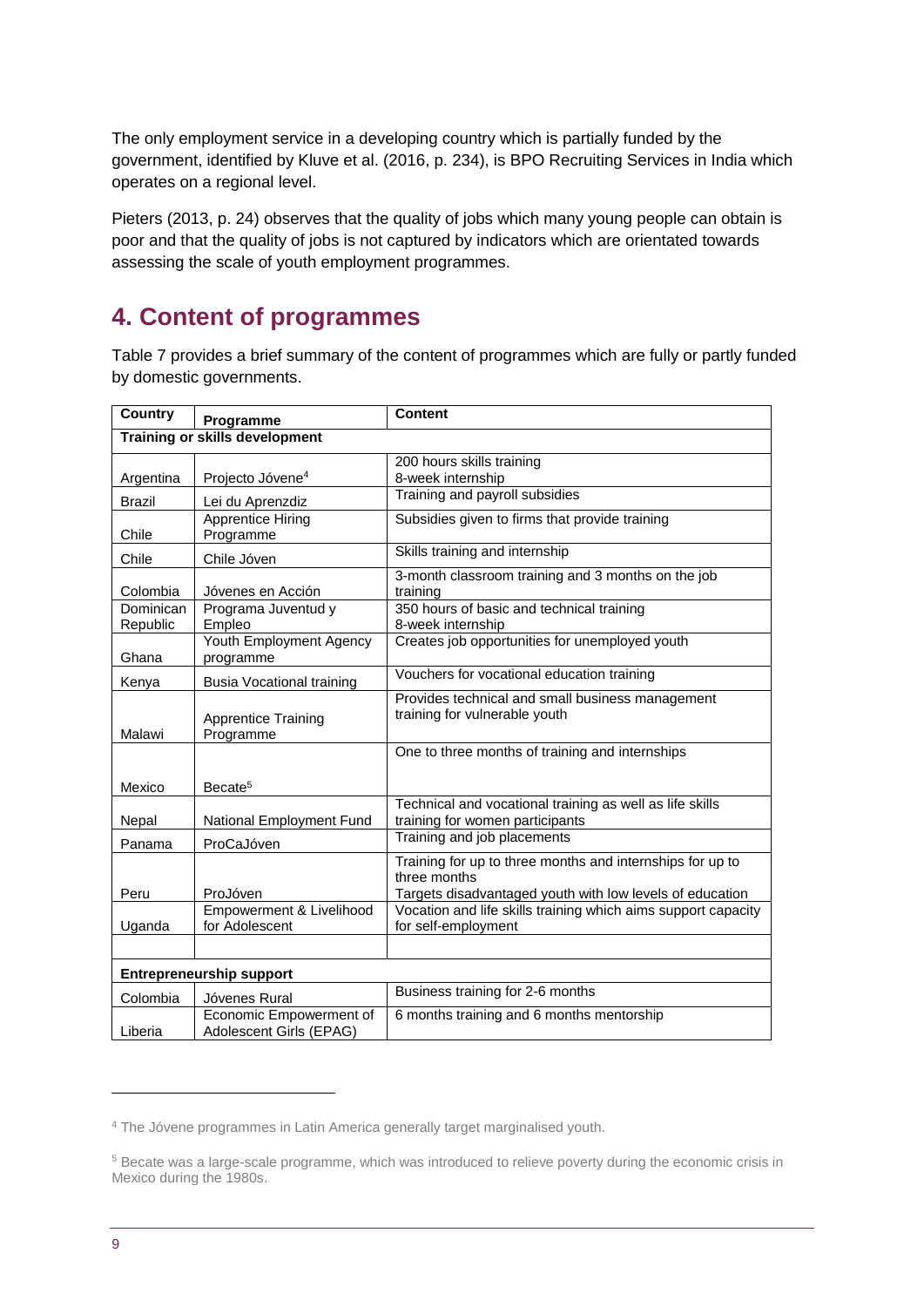The only employment service in a developing country which is partially funded by the government, identified by Kluve et al. (2016, p. 234), is BPO Recruiting Services in India which operates on a regional level.

Pieters (2013, p. 24) observes that the quality of jobs which many young people can obtain is poor and that the quality of jobs is not captured by indicators which are orientated towards assessing the scale of youth employment programmes.

## 4. Content of programmes

Table 7 provides a brief summary of the content of programmes which are fully or partly funded by domestic governments.

| Country | Programme | Content |
|---|---|---|
| **Training or skills development** | | |
| Argentina | Projecto Jóvene[4] | 200 hours skills training<br>8-week internship |
| Brazil | Lei du Aprenzdiz | Training and payroll subsidies |
| Chile | Apprentice Hiring Programme | Subsidies given to firms that provide training |
| Chile | Chile Jóven | Skills training and internship |
| Colombia | Jóvenes en Acción | 3-month classroom training and 3 months on the job training |
| Dominican Republic | Programa Juventud y Empleo | 350 hours of basic and technical training<br>8-week internship |
| Ghana | Youth Employment Agency programme | Creates job opportunities for unemployed youth |
| Kenya | Busia Vocational training | Vouchers for vocational education training |
| Malawi | Apprentice Training Programme | Provides technical and small business management training for vulnerable youth |
| Mexico | Becate[5] | One to three months of training and internships |
| Nepal | National Employment Fund | Technical and vocational training as well as life skills training for women participants |
| Panama | ProCaJóven | Training and job placements |
| Peru | ProJóven | Training for up to three months and internships for up to three months<br>Targets disadvantaged youth with low levels of education |
| Uganda | Empowerment & Livelihood for Adolescent | Vocation and life skills training which aims support capacity for self-employment |
| | | |
| **Entrepreneurship support** | | |
| Colombia | Jóvenes Rural | Business training for 2-6 months |
| Liberia | Economic Empowerment of Adolescent Girls (EPAG) | 6 months training and 6 months mentorship |

[4] The Jóvene programmes in Latin America generally target marginalised youth.

[5] Becate was a large-scale programme, which was introduced to relieve poverty during the economic crisis in Mexico during the 1980s.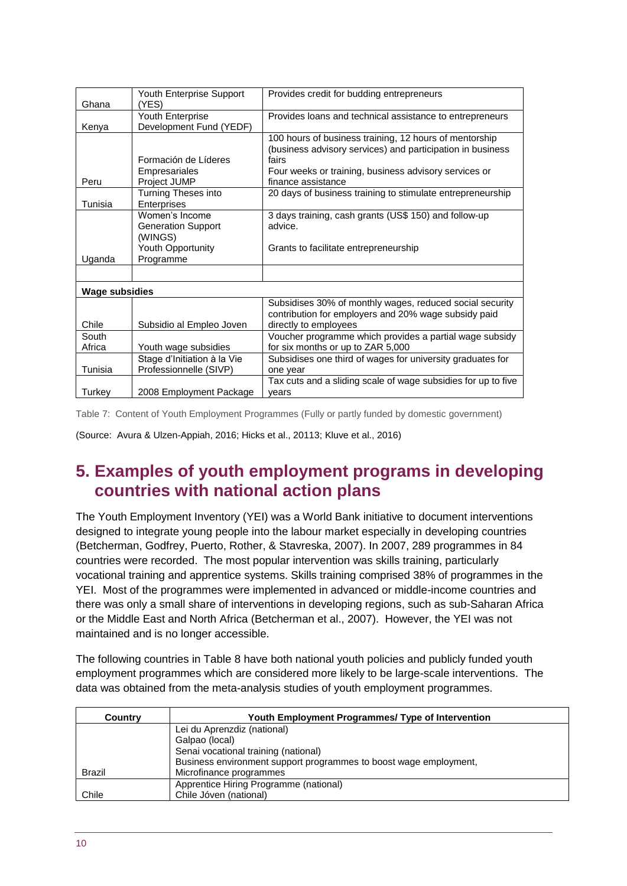| | | |
|---|---|---|
| Ghana | Youth Enterprise Support (YES) | Provides credit for budding entrepreneurs |
| Kenya | Youth Enterprise Development Fund (YEDF) | Provides loans and technical assistance to entrepreneurs |
| Peru | Formación de Líderes Empresariales<br>Project JUMP | 100 hours of business training, 12 hours of mentorship (business advisory services) and participation in business fairs<br>Four weeks or training, business advisory services or finance assistance |
| Tunisia | Turning Theses into Enterprises | 20 days of business training to stimulate entrepreneurship |
| Uganda | Women's Income Generation Support (WINGS)<br>Youth Opportunity Programme | 3 days training, cash grants (US$ 150) and follow-up advice.<br><br>Grants to facilitate entrepreneurship |
| | | |
| **Wage subsidies** | | |
| Chile | Subsidio al Empleo Joven | Subsidises 30% of monthly wages, reduced social security contribution for employers and 20% wage subsidy paid directly to employees |
| South Africa | Youth wage subsidies | Voucher programme which provides a partial wage subsidy for six months or up to ZAR 5,000 |
| Tunisia | Stage d'Initiation à la Vie Professionnelle (SIVP) | Subsidises one third of wages for university graduates for one year |
| Turkey | 2008 Employment Package | Tax cuts and a sliding scale of wage subsidies for up to five years |

Table 7: Content of Youth Employment Programmes (Fully or partly funded by domestic government)

(Source: Avura & Ulzen-Appiah, 2016; Hicks et al., 20113; Kluve et al., 2016)

## 5. Examples of youth employment programs in developing countries with national action plans

The Youth Employment Inventory (YEI) was a World Bank initiative to document interventions designed to integrate young people into the labour market especially in developing countries (Betcherman, Godfrey, Puerto, Rother, & Stavreska, 2007). In 2007, 289 programmes in 84 countries were recorded. The most popular intervention was skills training, particularly vocational training and apprentice systems. Skills training comprised 38% of programmes in the YEI. Most of the programmes were implemented in advanced or middle-income countries and there was only a small share of interventions in developing regions, such as sub-Saharan Africa or the Middle East and North Africa (Betcherman et al., 2007). However, the YEI was not maintained and is no longer accessible.

The following countries in Table 8 have both national youth policies and publicly funded youth employment programmes which are considered more likely to be large-scale interventions. The data was obtained from the meta-analysis studies of youth employment programmes.

| Country | Youth Employment Programmes/ Type of Intervention |
|---|---|
| Brazil | Lei du Aprenzdiz (national)<br>Galpao (local)<br>Senai vocational training (national)<br>Business environment support programmes to boost wage employment,<br>Microfinance programmes |
| Chile | Apprentice Hiring Programme (national)<br>Chile Jóven (national) |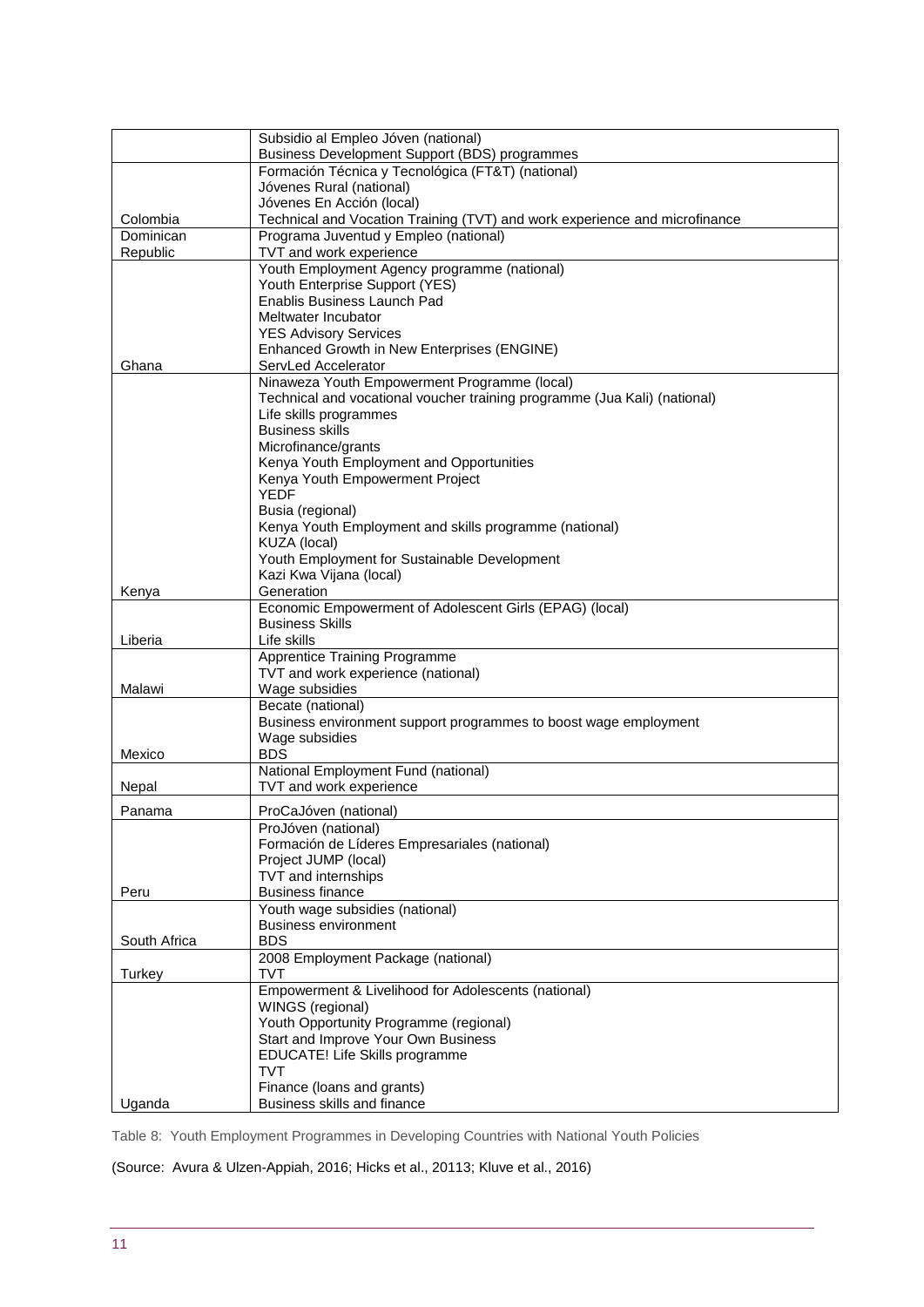| | |
|---|---|
| | Subsidio al Empleo Jóven (national)<br>Business Development Support (BDS) programmes |
| Colombia | Formación Técnica y Tecnológica (FT&T) (national)<br>Jóvenes Rural (national)<br>Jóvenes En Acción (local)<br>Technical and Vocation Training (TVT) and work experience and microfinance |
| Dominican Republic | Programa Juventud y Empleo (national)<br>TVT and work experience |
| Ghana | Youth Employment Agency programme (national)<br>Youth Enterprise Support (YES)<br>Enablis Business Launch Pad<br>Meltwater Incubator<br>YES Advisory Services<br>Enhanced Growth in New Enterprises (ENGINE)<br>ServLed Accelerator |
| Kenya | Ninaweza Youth Empowerment Programme (local)<br>Technical and vocational voucher training programme (Jua Kali) (national)<br>Life skills programmes<br>Business skills<br>Microfinance/grants<br>Kenya Youth Employment and Opportunities<br>Kenya Youth Empowerment Project<br>YEDF<br>Busia (regional)<br>Kenya Youth Employment and skills programme (national)<br>KUZA (local)<br>Youth Employment for Sustainable Development<br>Kazi Kwa Vijana (local)<br>Generation |
| Liberia | Economic Empowerment of Adolescent Girls (EPAG) (local)<br>Business Skills<br>Life skills |
| Malawi | Apprentice Training Programme<br>TVT and work experience (national)<br>Wage subsidies |
| Mexico | Becate (national)<br>Business environment support programmes to boost wage employment<br>Wage subsidies<br>BDS |
| Nepal | National Employment Fund (national)<br>TVT and work experience |
| Panama | ProCaJóven (national) |
| Peru | ProJóven (national)<br>Formación de Líderes Empresariales (national)<br>Project JUMP (local)<br>TVT and internships<br>Business finance |
| South Africa | Youth wage subsidies (national)<br>Business environment<br>BDS |
| Turkey | 2008 Employment Package (national)<br>TVT |
| Uganda | Empowerment & Livelihood for Adolescents (national)<br>WINGS (regional)<br>Youth Opportunity Programme (regional)<br>Start and Improve Your Own Business<br>EDUCATE! Life Skills programme<br>TVT<br>Finance (loans and grants)<br>Business skills and finance |

Table 8: Youth Employment Programmes in Developing Countries with National Youth Policies

(Source: Avura & Ulzen-Appiah, 2016; Hicks et al., 20113; Kluve et al., 2016)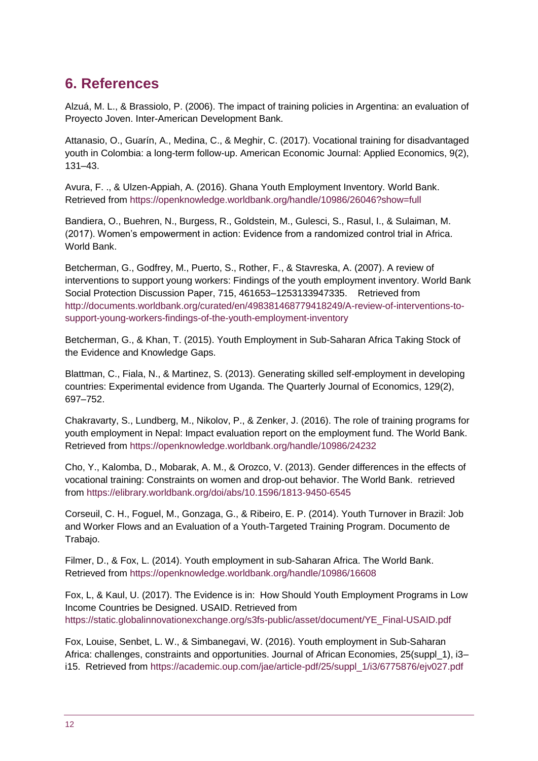## 6. References

Alzuá, M. L., & Brassiolo, P. (2006). The impact of training policies in Argentina: an evaluation of Proyecto Joven. Inter-American Development Bank.

Attanasio, O., Guarín, A., Medina, C., & Meghir, C. (2017). Vocational training for disadvantaged youth in Colombia: a long-term follow-up. American Economic Journal: Applied Economics, 9(2), 131–43.

Avura, F. ., & Ulzen-Appiah, A. (2016). Ghana Youth Employment Inventory. World Bank. Retrieved from https://openknowledge.worldbank.org/handle/10986/26046?show=full

Bandiera, O., Buehren, N., Burgess, R., Goldstein, M., Gulesci, S., Rasul, I., & Sulaiman, M. (2017). Women's empowerment in action: Evidence from a randomized control trial in Africa. World Bank.

Betcherman, G., Godfrey, M., Puerto, S., Rother, F., & Stavreska, A. (2007). A review of interventions to support young workers: Findings of the youth employment inventory. World Bank Social Protection Discussion Paper, 715, 461653–1253133947335. Retrieved from http://documents.worldbank.org/curated/en/498381468779418249/A-review-of-interventions-to-support-young-workers-findings-of-the-youth-employment-inventory

Betcherman, G., & Khan, T. (2015). Youth Employment in Sub-Saharan Africa Taking Stock of the Evidence and Knowledge Gaps.

Blattman, C., Fiala, N., & Martinez, S. (2013). Generating skilled self-employment in developing countries: Experimental evidence from Uganda. The Quarterly Journal of Economics, 129(2), 697–752.

Chakravarty, S., Lundberg, M., Nikolov, P., & Zenker, J. (2016). The role of training programs for youth employment in Nepal: Impact evaluation report on the employment fund. The World Bank. Retrieved from https://openknowledge.worldbank.org/handle/10986/24232

Cho, Y., Kalomba, D., Mobarak, A. M., & Orozco, V. (2013). Gender differences in the effects of vocational training: Constraints on women and drop-out behavior. The World Bank. retrieved from https://elibrary.worldbank.org/doi/abs/10.1596/1813-9450-6545

Corseuil, C. H., Foguel, M., Gonzaga, G., & Ribeiro, E. P. (2014). Youth Turnover in Brazil: Job and Worker Flows and an Evaluation of a Youth-Targeted Training Program. Documento de Trabajo.

Filmer, D., & Fox, L. (2014). Youth employment in sub-Saharan Africa. The World Bank. Retrieved from https://openknowledge.worldbank.org/handle/10986/16608

Fox, L, & Kaul, U. (2017). The Evidence is in: How Should Youth Employment Programs in Low Income Countries be Designed. USAID. Retrieved from https://static.globalinnovationexchange.org/s3fs-public/asset/document/YE_Final-USAID.pdf

Fox, Louise, Senbet, L. W., & Simbanegavi, W. (2016). Youth employment in Sub-Saharan Africa: challenges, constraints and opportunities. Journal of African Economies, 25(suppl_1), i3–i15. Retrieved from https://academic.oup.com/jae/article-pdf/25/suppl_1/i3/6775876/ejv027.pdf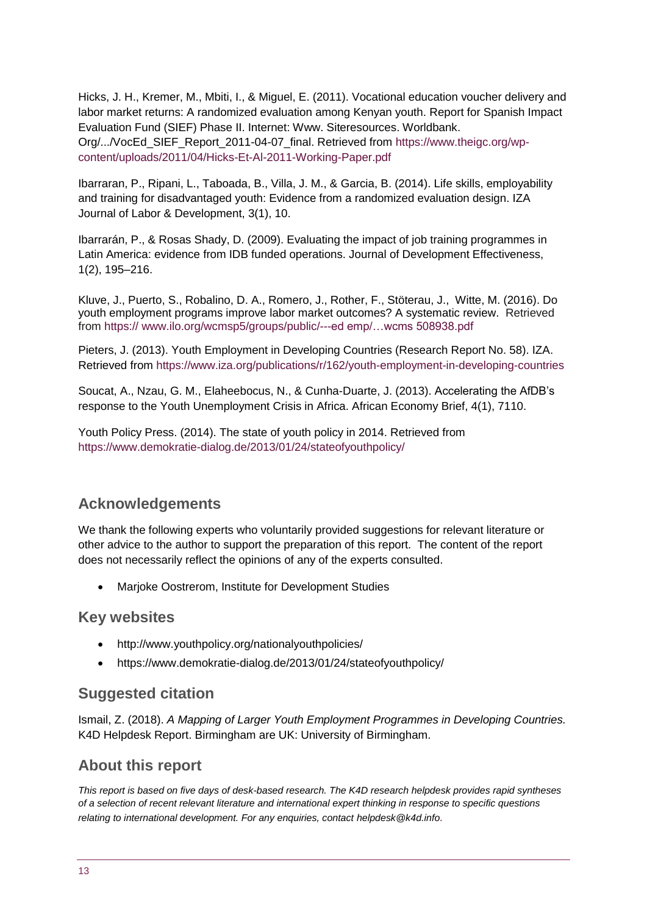Hicks, J. H., Kremer, M., Mbiti, I., & Miguel, E. (2011). Vocational education voucher delivery and labor market returns: A randomized evaluation among Kenyan youth. Report for Spanish Impact Evaluation Fund (SIEF) Phase II. Internet: Www. Siteresources. Worldbank. Org/.../VocEd_SIEF_Report_2011-04-07_final. Retrieved from https://www.theigc.org/wp-content/uploads/2011/04/Hicks-Et-Al-2011-Working-Paper.pdf

Ibarraran, P., Ripani, L., Taboada, B., Villa, J. M., & Garcia, B. (2014). Life skills, employability and training for disadvantaged youth: Evidence from a randomized evaluation design. IZA Journal of Labor & Development, 3(1), 10.

Ibarrarán, P., & Rosas Shady, D. (2009). Evaluating the impact of job training programmes in Latin America: evidence from IDB funded operations. Journal of Development Effectiveness, 1(2), 195–216.

Kluve, J., Puerto, S., Robalino, D. A., Romero, J., Rother, F., Stöterau, J., Witte, M. (2016). Do youth employment programs improve labor market outcomes? A systematic review. Retrieved from https:// www.ilo.org/wcmsp5/groups/public/---ed emp/…wcms 508938.pdf

Pieters, J. (2013). Youth Employment in Developing Countries (Research Report No. 58). IZA. Retrieved from https://www.iza.org/publications/r/162/youth-employment-in-developing-countries

Soucat, A., Nzau, G. M., Elaheebocus, N., & Cunha-Duarte, J. (2013). Accelerating the AfDB's response to the Youth Unemployment Crisis in Africa. African Economy Brief, 4(1), 7110.

Youth Policy Press. (2014). The state of youth policy in 2014. Retrieved from https://www.demokratie-dialog.de/2013/01/24/stateofyouthpolicy/

## Acknowledgements

We thank the following experts who voluntarily provided suggestions for relevant literature or other advice to the author to support the preparation of this report. The content of the report does not necessarily reflect the opinions of any of the experts consulted.

- Marjoke Oostrerom, Institute for Development Studies

## Key websites

- http://www.youthpolicy.org/nationalyouthpolicies/
- https://www.demokratie-dialog.de/2013/01/24/stateofyouthpolicy/

## Suggested citation

Ismail, Z. (2018). *A Mapping of Larger Youth Employment Programmes in Developing Countries.* K4D Helpdesk Report. Birmingham are UK: University of Birmingham.

## About this report

*This report is based on five days of desk-based research. The K4D research helpdesk provides rapid syntheses of a selection of recent relevant literature and international expert thinking in response to specific questions relating to international development. For any enquiries, contact helpdesk@k4d.info.*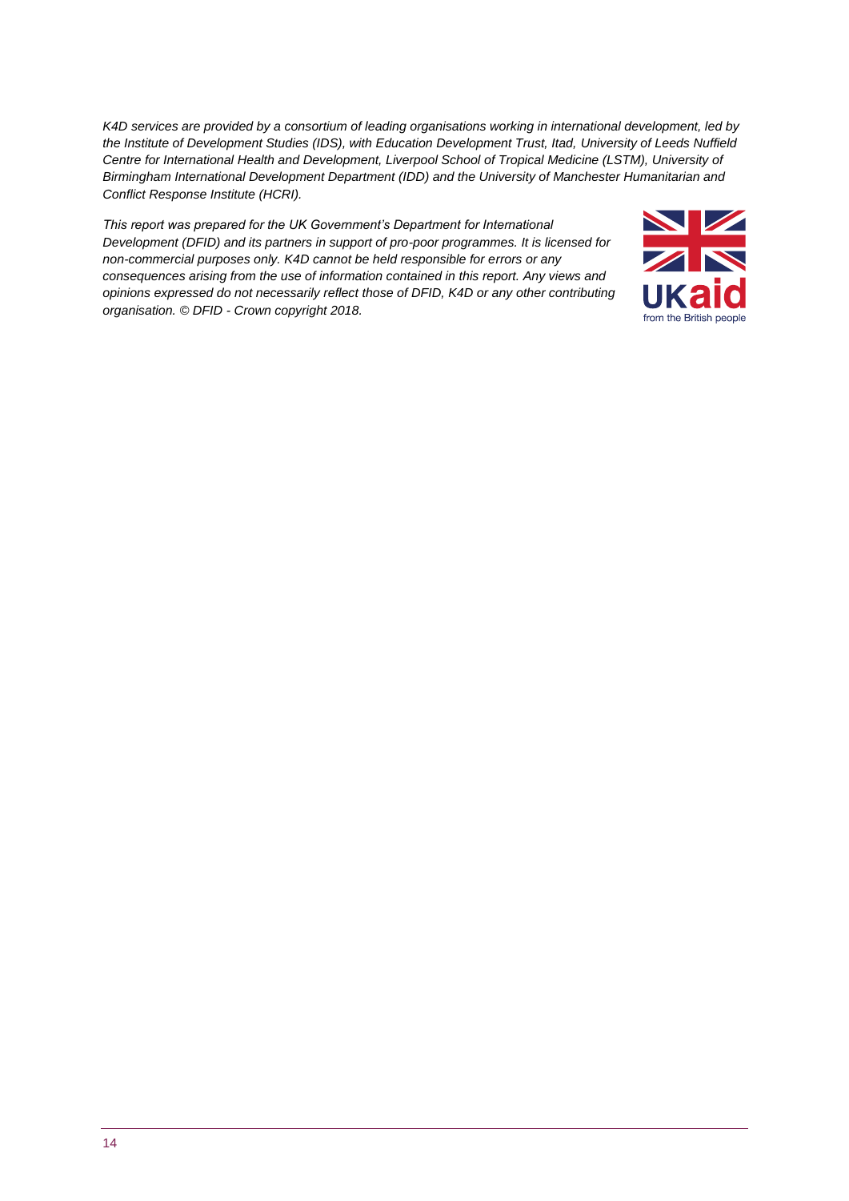*K4D services are provided by a consortium of leading organisations working in international development, led by the Institute of Development Studies (IDS), with Education Development Trust, Itad, University of Leeds Nuffield Centre for International Health and Development, Liverpool School of Tropical Medicine (LSTM), University of Birmingham International Development Department (IDD) and the University of Manchester Humanitarian and Conflict Response Institute (HCRI).*

*This report was prepared for the UK Government's Department for International Development (DFID) and its partners in support of pro-poor programmes. It is licensed for non-commercial purposes only. K4D cannot be held responsible for errors or any consequences arising from the use of information contained in this report. Any views and opinions expressed do not necessarily reflect those of DFID, K4D or any other contributing organisation. © DFID - Crown copyright 2018.*

UKaid
from the British people